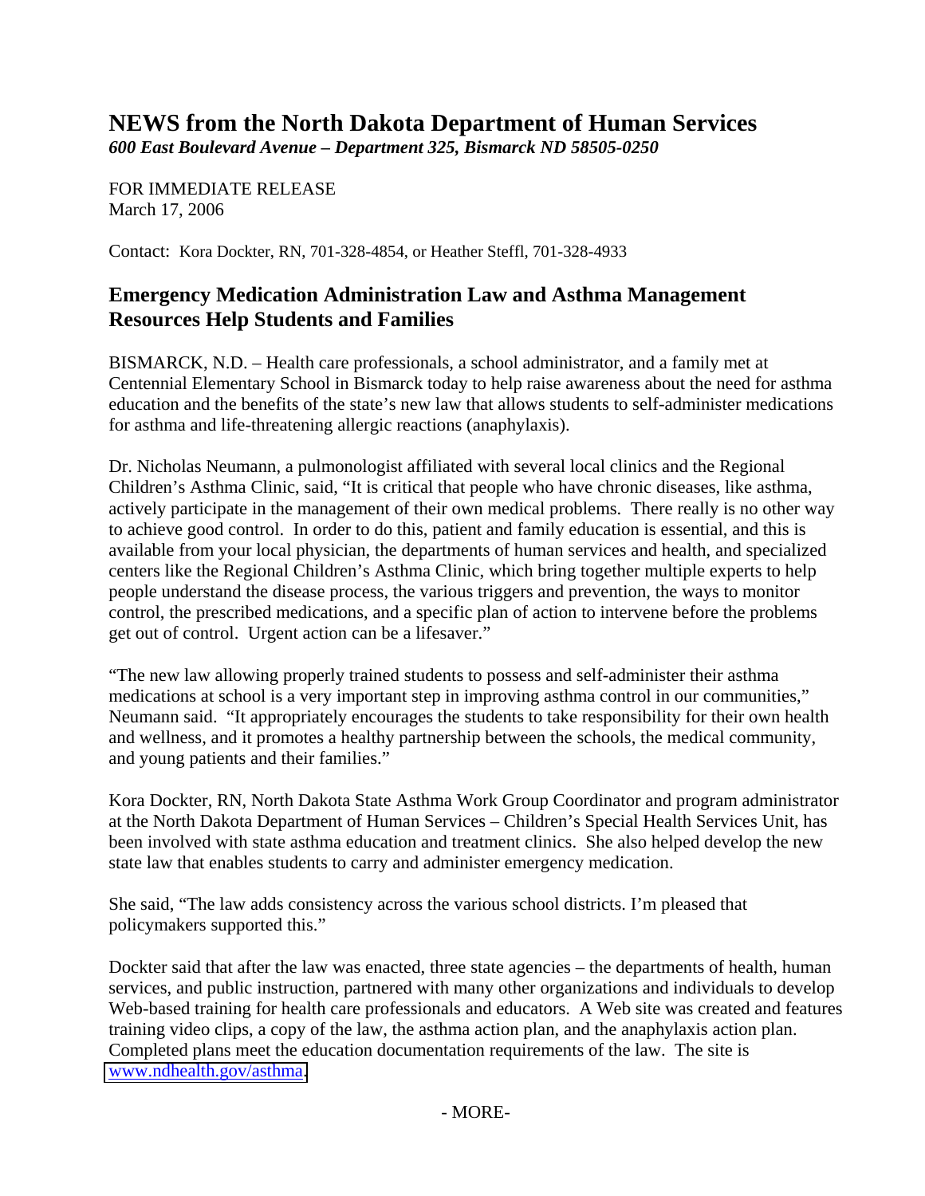# NEWS from the North Dakota Department of Human Services

*600 East Boulevard Avenue – Department 325, Bismarck ND 58505-0250*

FOR IMMEDIATE RELEASE
March 17, 2006

Contact: Kora Dockter, RN, 701-328-4854, or Heather Steffl, 701-328-4933

## Emergency Medication Administration Law and Asthma Management Resources Help Students and Families

BISMARCK, N.D. – Health care professionals, a school administrator, and a family met at Centennial Elementary School in Bismarck today to help raise awareness about the need for asthma education and the benefits of the state's new law that allows students to self-administer medications for asthma and life-threatening allergic reactions (anaphylaxis).

Dr. Nicholas Neumann, a pulmonologist affiliated with several local clinics and the Regional Children's Asthma Clinic, said, "It is critical that people who have chronic diseases, like asthma, actively participate in the management of their own medical problems. There really is no other way to achieve good control. In order to do this, patient and family education is essential, and this is available from your local physician, the departments of human services and health, and specialized centers like the Regional Children's Asthma Clinic, which bring together multiple experts to help people understand the disease process, the various triggers and prevention, the ways to monitor control, the prescribed medications, and a specific plan of action to intervene before the problems get out of control. Urgent action can be a lifesaver."

"The new law allowing properly trained students to possess and self-administer their asthma medications at school is a very important step in improving asthma control in our communities," Neumann said. "It appropriately encourages the students to take responsibility for their own health and wellness, and it promotes a healthy partnership between the schools, the medical community, and young patients and their families."

Kora Dockter, RN, North Dakota State Asthma Work Group Coordinator and program administrator at the North Dakota Department of Human Services – Children's Special Health Services Unit, has been involved with state asthma education and treatment clinics. She also helped develop the new state law that enables students to carry and administer emergency medication.

She said, "The law adds consistency across the various school districts. I'm pleased that policymakers supported this."

Dockter said that after the law was enacted, three state agencies – the departments of health, human services, and public instruction, partnered with many other organizations and individuals to develop Web-based training for health care professionals and educators. A Web site was created and features training video clips, a copy of the law, the asthma action plan, and the anaphylaxis action plan. Completed plans meet the education documentation requirements of the law. The site is www.ndhealth.gov/asthma.

- MORE-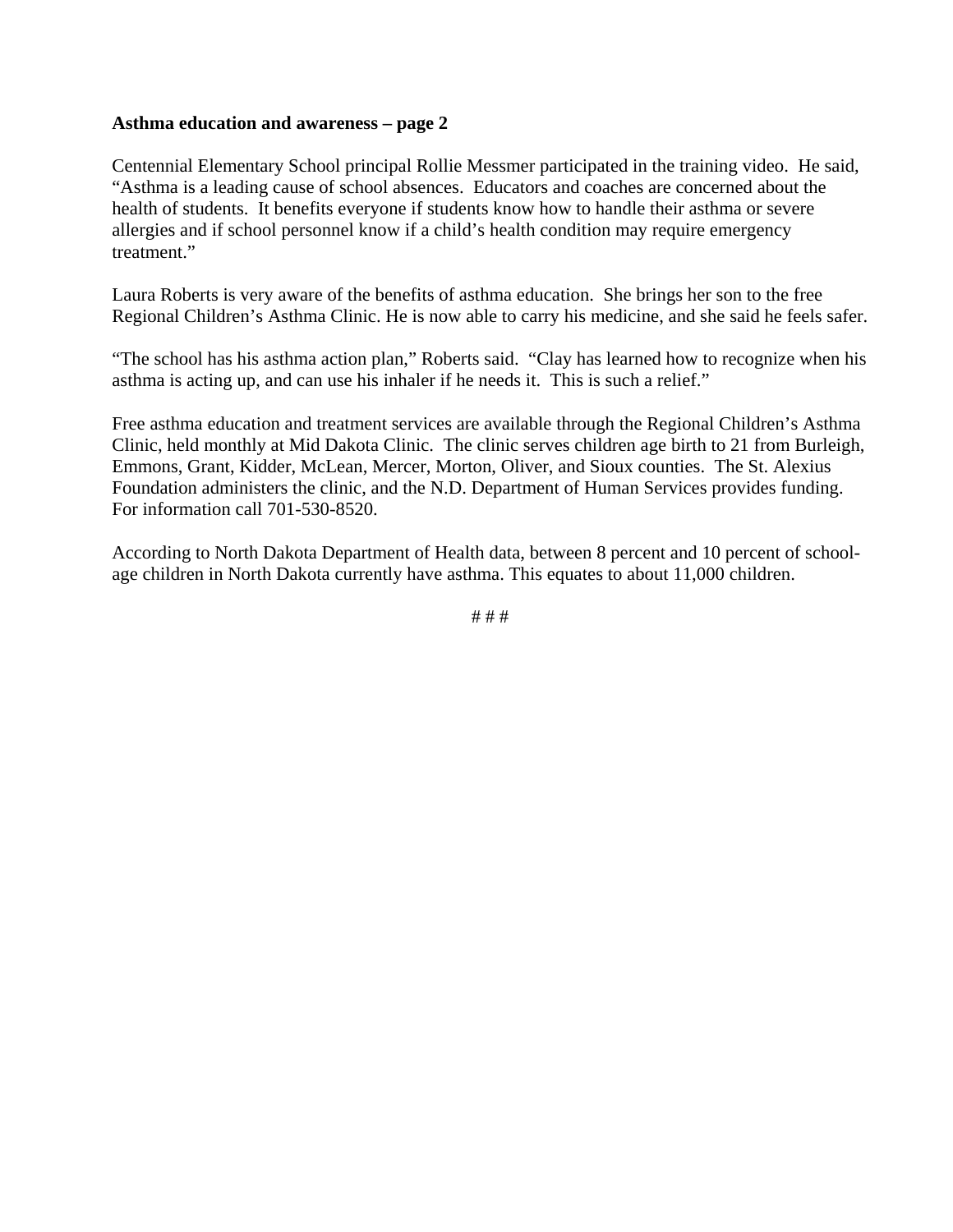**Asthma education and awareness – page 2**

Centennial Elementary School principal Rollie Messmer participated in the training video. He said, "Asthma is a leading cause of school absences. Educators and coaches are concerned about the health of students. It benefits everyone if students know how to handle their asthma or severe allergies and if school personnel know if a child's health condition may require emergency treatment."

Laura Roberts is very aware of the benefits of asthma education. She brings her son to the free Regional Children's Asthma Clinic. He is now able to carry his medicine, and she said he feels safer.

"The school has his asthma action plan," Roberts said. "Clay has learned how to recognize when his asthma is acting up, and can use his inhaler if he needs it. This is such a relief."

Free asthma education and treatment services are available through the Regional Children's Asthma Clinic, held monthly at Mid Dakota Clinic. The clinic serves children age birth to 21 from Burleigh, Emmons, Grant, Kidder, McLean, Mercer, Morton, Oliver, and Sioux counties. The St. Alexius Foundation administers the clinic, and the N.D. Department of Human Services provides funding. For information call 701-530-8520.

According to North Dakota Department of Health data, between 8 percent and 10 percent of school-age children in North Dakota currently have asthma. This equates to about 11,000 children.

# # #